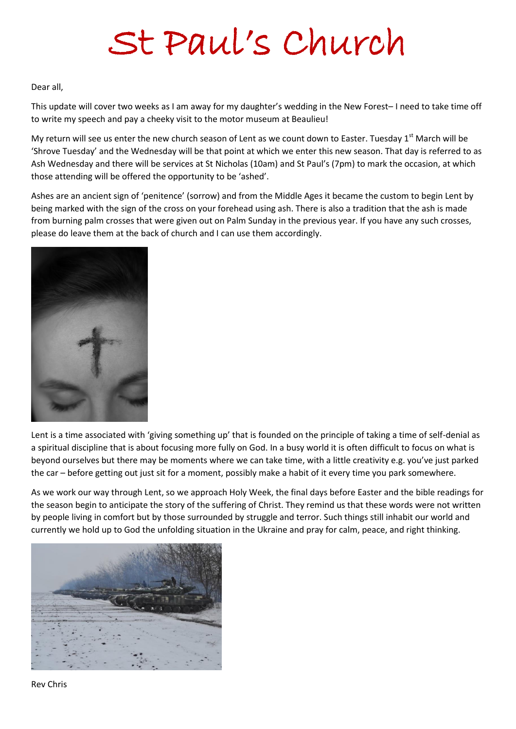# St Paul's Church

Dear all,

This update will cover two weeks as I am away for my daughter's wedding in the New Forest– I need to take time off to write my speech and pay a cheeky visit to the motor museum at Beaulieu!

My return will see us enter the new church season of Lent as we count down to Easter. Tuesday 1st March will be 'Shrove Tuesday' and the Wednesday will be that point at which we enter this new season. That day is referred to as Ash Wednesday and there will be services at St Nicholas (10am) and St Paul's (7pm) to mark the occasion, at which those attending will be offered the opportunity to be 'ashed'.

Ashes are an ancient sign of 'penitence' (sorrow) and from the Middle Ages it became the custom to begin Lent by being marked with the sign of the cross on your forehead using ash. There is also a tradition that the ash is made from burning palm crosses that were given out on Palm Sunday in the previous year. If you have any such crosses, please do leave them at the back of church and I can use them accordingly.

Lent is a time associated with 'giving something up' that is founded on the principle of taking a time of self-denial as a spiritual discipline that is about focusing more fully on God. In a busy world it is often difficult to focus on what is beyond ourselves but there may be moments where we can take time, with a little creativity e.g. you've just parked the car – before getting out just sit for a moment, possibly make a habit of it every time you park somewhere.

As we work our way through Lent, so we approach Holy Week, the final days before Easter and the bible readings for the season begin to anticipate the story of the suffering of Christ. They remind us that these words were not written by people living in comfort but by those surrounded by struggle and terror. Such things still inhabit our world and currently we hold up to God the unfolding situation in the Ukraine and pray for calm, peace, and right thinking.

Rev Chris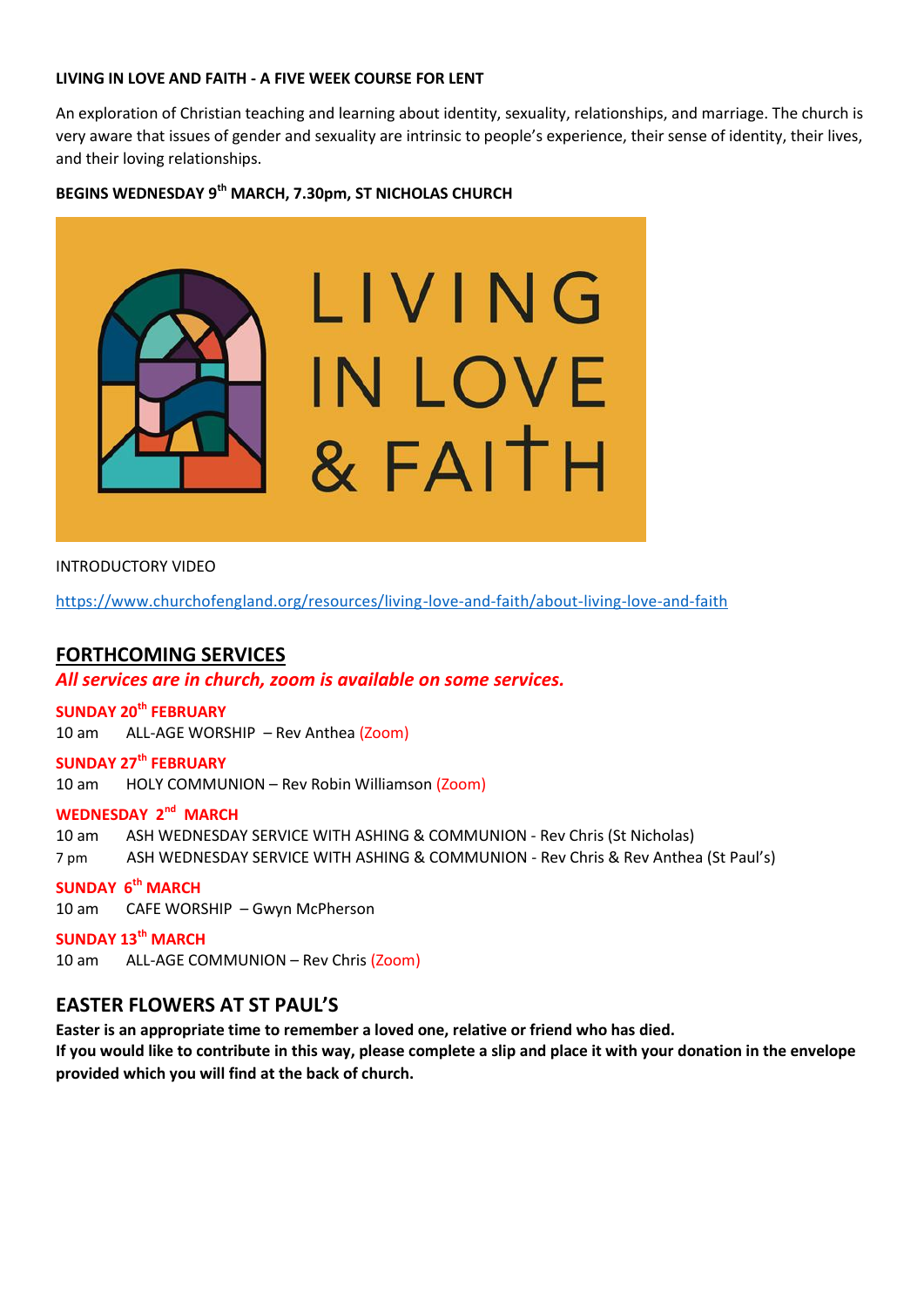**LIVING IN LOVE AND FAITH - A FIVE WEEK COURSE FOR LENT**

An exploration of Christian teaching and learning about identity, sexuality, relationships, and marriage. The church is very aware that issues of gender and sexuality are intrinsic to people's experience, their sense of identity, their lives, and their loving relationships.

**BEGINS WEDNESDAY 9th MARCH, 7.30pm, ST NICHOLAS CHURCH**

INTRODUCTORY VIDEO

https://www.churchofengland.org/resources/living-love-and-faith/about-living-love-and-faith

## FORTHCOMING SERVICES

***All services are in church, zoom is available on some services.***

**SUNDAY 20th FEBRUARY**

10 am ALL-AGE WORSHIP – Rev Anthea (Zoom)

**SUNDAY 27th FEBRUARY**

10 am HOLY COMMUNION – Rev Robin Williamson (Zoom)

**WEDNESDAY 2nd MARCH**

10 am ASH WEDNESDAY SERVICE WITH ASHING & COMMUNION - Rev Chris (St Nicholas)

7 pm ASH WEDNESDAY SERVICE WITH ASHING & COMMUNION - Rev Chris & Rev Anthea (St Paul's)

**SUNDAY 6th MARCH**

10 am CAFE WORSHIP – Gwyn McPherson

**SUNDAY 13th MARCH**

10 am ALL-AGE COMMUNION – Rev Chris (Zoom)

## EASTER FLOWERS AT ST PAUL'S

**Easter is an appropriate time to remember a loved one, relative or friend who has died.**
**If you would like to contribute in this way, please complete a slip and place it with your donation in the envelope provided which you will find at the back of church.**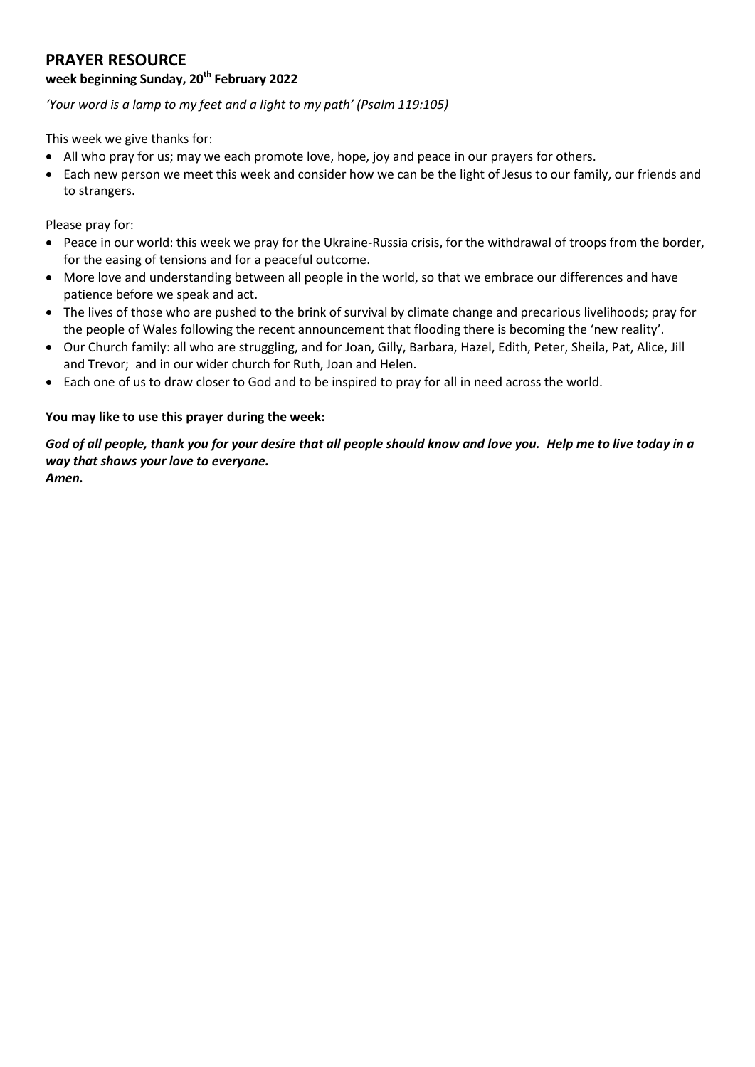## PRAYER RESOURCE

**week beginning Sunday, 20th February 2022**

*'Your word is a lamp to my feet and a light to my path' (Psalm 119:105)*

This week we give thanks for:

- All who pray for us; may we each promote love, hope, joy and peace in our prayers for others.
- Each new person we meet this week and consider how we can be the light of Jesus to our family, our friends and to strangers.

Please pray for:

- Peace in our world: this week we pray for the Ukraine-Russia crisis, for the withdrawal of troops from the border, for the easing of tensions and for a peaceful outcome.
- More love and understanding between all people in the world, so that we embrace our differences and have patience before we speak and act.
- The lives of those who are pushed to the brink of survival by climate change and precarious livelihoods; pray for the people of Wales following the recent announcement that flooding there is becoming the 'new reality'.
- Our Church family: all who are struggling, and for Joan, Gilly, Barbara, Hazel, Edith, Peter, Sheila, Pat, Alice, Jill and Trevor; and in our wider church for Ruth, Joan and Helen.
- Each one of us to draw closer to God and to be inspired to pray for all in need across the world.

**You may like to use this prayer during the week:**

***God of all people, thank you for your desire that all people should know and love you. Help me to live today in a way that shows your love to everyone.***
***Amen.***